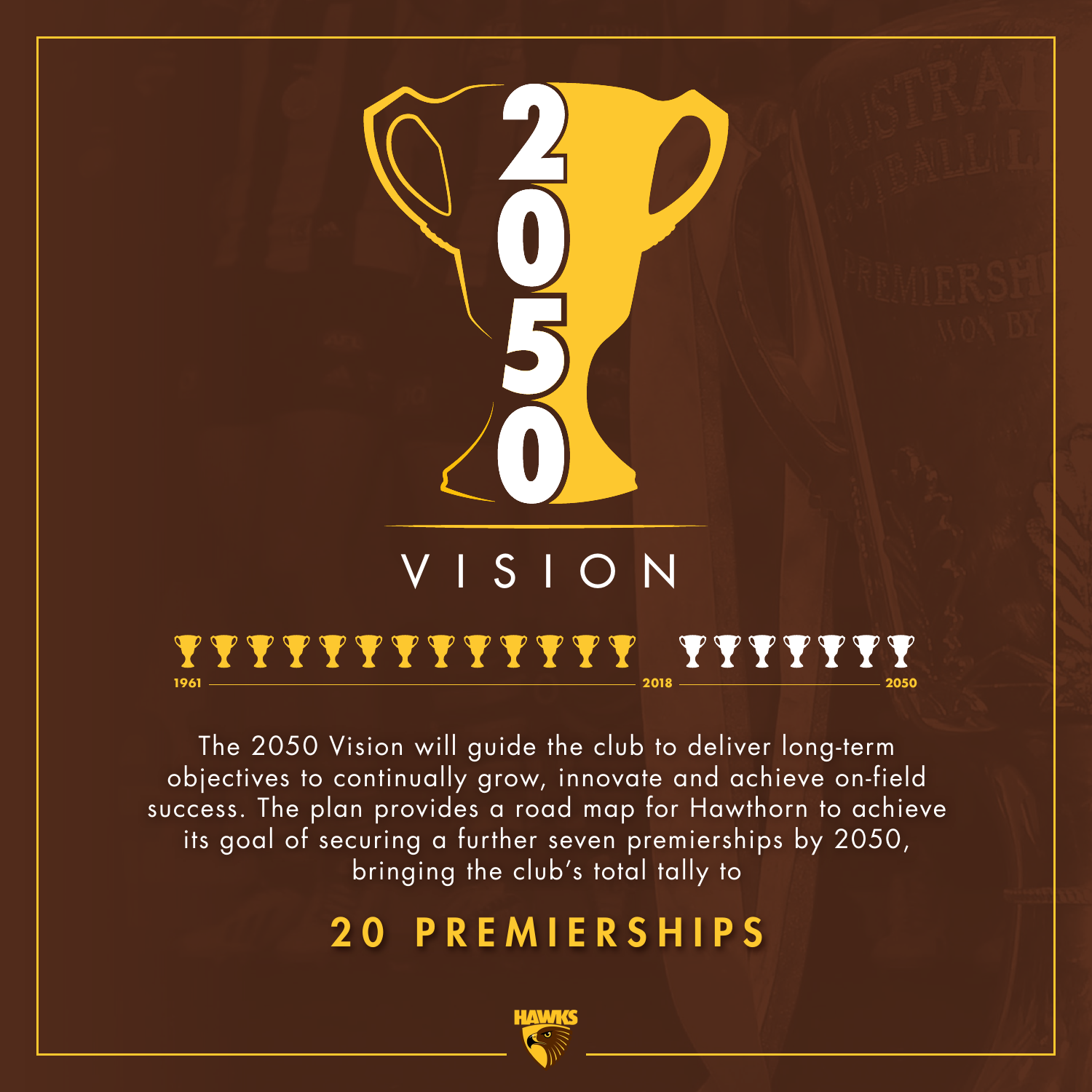# 2050

## VISION

1961 — 2018 — 2050

The 2050 Vision will guide the club to deliver long-term objectives to continually grow, innovate and achieve on-field success. The plan provides a road map for Hawthorn to achieve its goal of securing a further seven premierships by 2050, bringing the club's total tally to

## 20 PREMIERSHIPS

HAWKS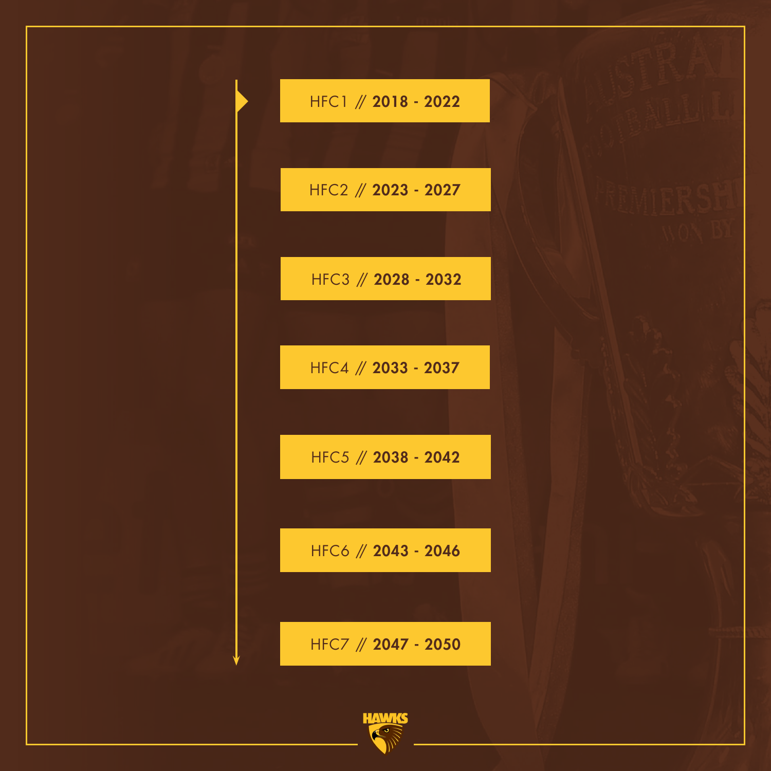HFC1 // **2018 - 2022**

HFC2 // **2023 - 2027**

HFC3 // **2028 - 2032**

HFC4 // **2033 - 2037**

HFC5 // **2038 - 2042**

HFC6 // **2043 - 2046**

HFC7 // **2047 - 2050**

HAWKS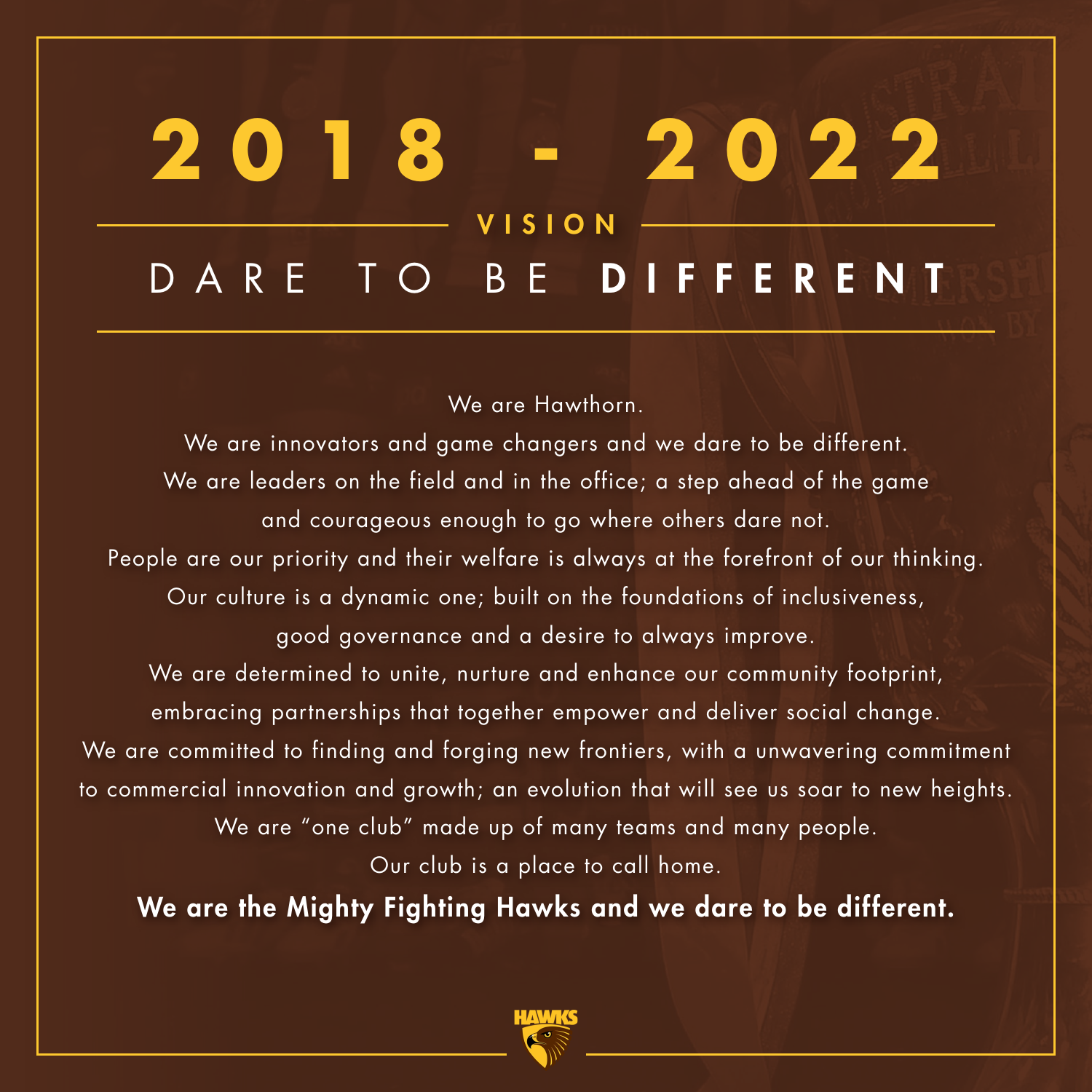# 2018 - 2022

## VISION

## DARE TO BE **DIFFERENT**

We are Hawthorn.

We are innovators and game changers and we dare to be different.

We are leaders on the field and in the office; a step ahead of the game and courageous enough to go where others dare not.

People are our priority and their welfare is always at the forefront of our thinking.

Our culture is a dynamic one; built on the foundations of inclusiveness, good governance and a desire to always improve.

We are determined to unite, nurture and enhance our community footprint, embracing partnerships that together empower and deliver social change.

We are committed to finding and forging new frontiers, with a unwavering commitment to commercial innovation and growth; an evolution that will see us soar to new heights.

We are "one club" made up of many teams and many people.

Our club is a place to call home.

**We are the Mighty Fighting Hawks and we dare to be different.**

HAWKS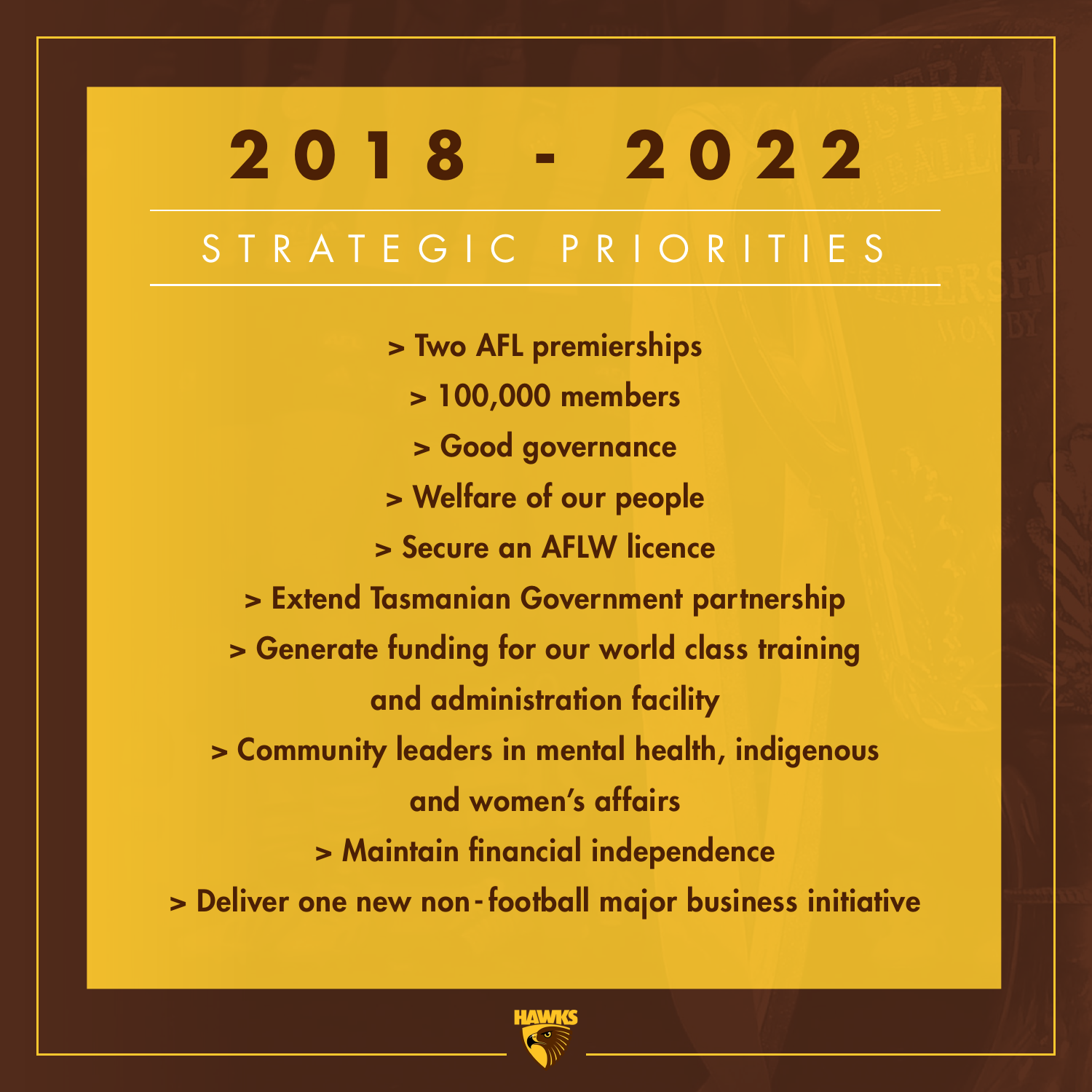# 2018 - 2022

## STRATEGIC PRIORITIES

> Two AFL premierships

> 100,000 members

> Good governance

> Welfare of our people

> Secure an AFLW licence

> Extend Tasmanian Government partnership

> Generate funding for our world class training and administration facility

> Community leaders in mental health, indigenous and women's affairs

> Maintain financial independence

> Deliver one new non-football major business initiative

HAWKS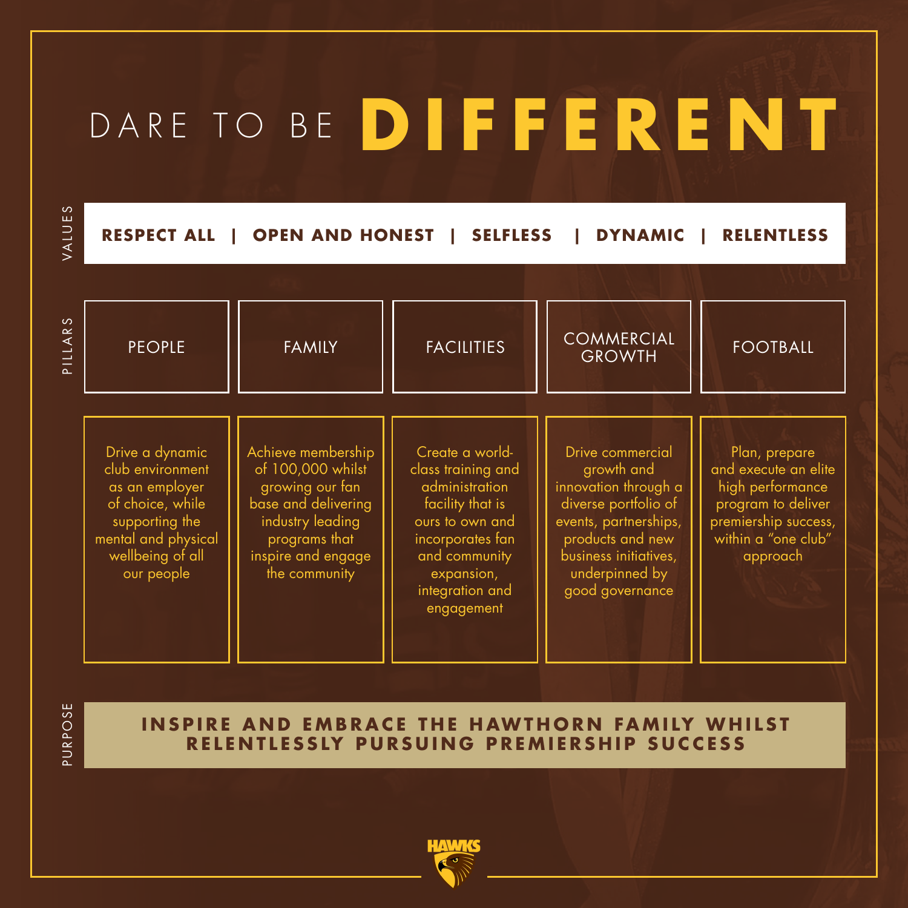# DARE TO BE DIFFERENT

**VALUES**

**RESPECT ALL | OPEN AND HONEST | SELFLESS | DYNAMIC | RELENTLESS**

**PILLARS**

| PEOPLE | FAMILY | FACILITIES | COMMERCIAL GROWTH | FOOTBALL |
| --- | --- | --- | --- | --- |
| Drive a dynamic club environment as an employer of choice, while supporting the mental and physical wellbeing of all our people | Achieve membership of 100,000 whilst growing our fan base and delivering industry leading programs that inspire and engage the community | Create a world-class training and administration facility that is ours to own and incorporates fan and community expansion, integration and engagement | Drive commercial growth and innovation through a diverse portfolio of events, partnerships, products and new business initiatives, underpinned by good governance | Plan, prepare and execute an elite high performance program to deliver premiership success, within a "one club" approach |

**PURPOSE**

**INSPIRE AND EMBRACE THE HAWTHORN FAMILY WHILST RELENTLESSLY PURSUING PREMIERSHIP SUCCESS**

HAWKS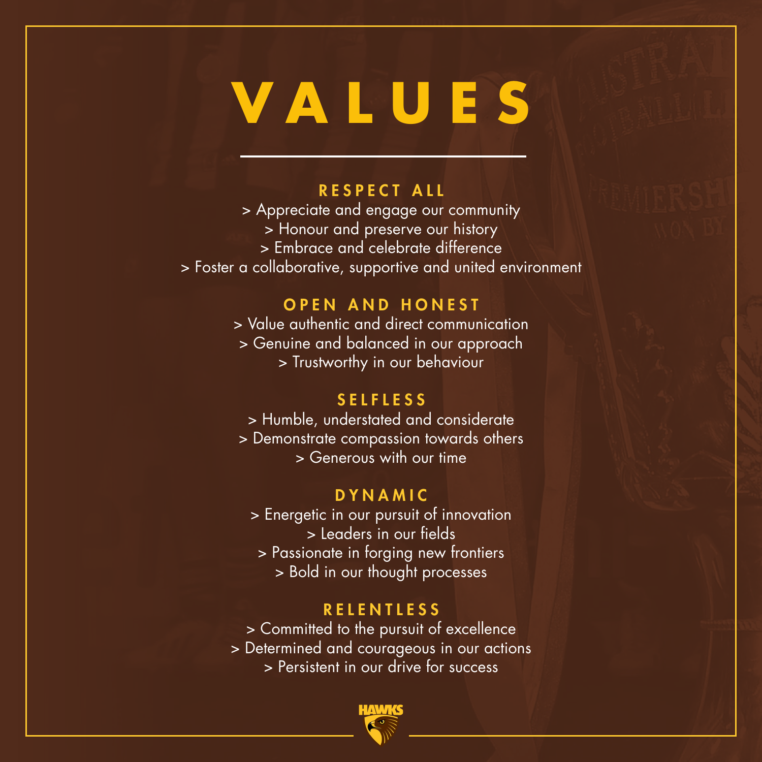# VALUES

## RESPECT ALL

> Appreciate and engage our community
> Honour and preserve our history
> Embrace and celebrate difference
> Foster a collaborative, supportive and united environment

## OPEN AND HONEST

> Value authentic and direct communication
> Genuine and balanced in our approach
> Trustworthy in our behaviour

## SELFLESS

> Humble, understated and considerate
> Demonstrate compassion towards others
> Generous with our time

## DYNAMIC

> Energetic in our pursuit of innovation
> Leaders in our fields
> Passionate in forging new frontiers
> Bold in our thought processes

## RELENTLESS

> Committed to the pursuit of excellence
> Determined and courageous in our actions
> Persistent in our drive for success

HAWKS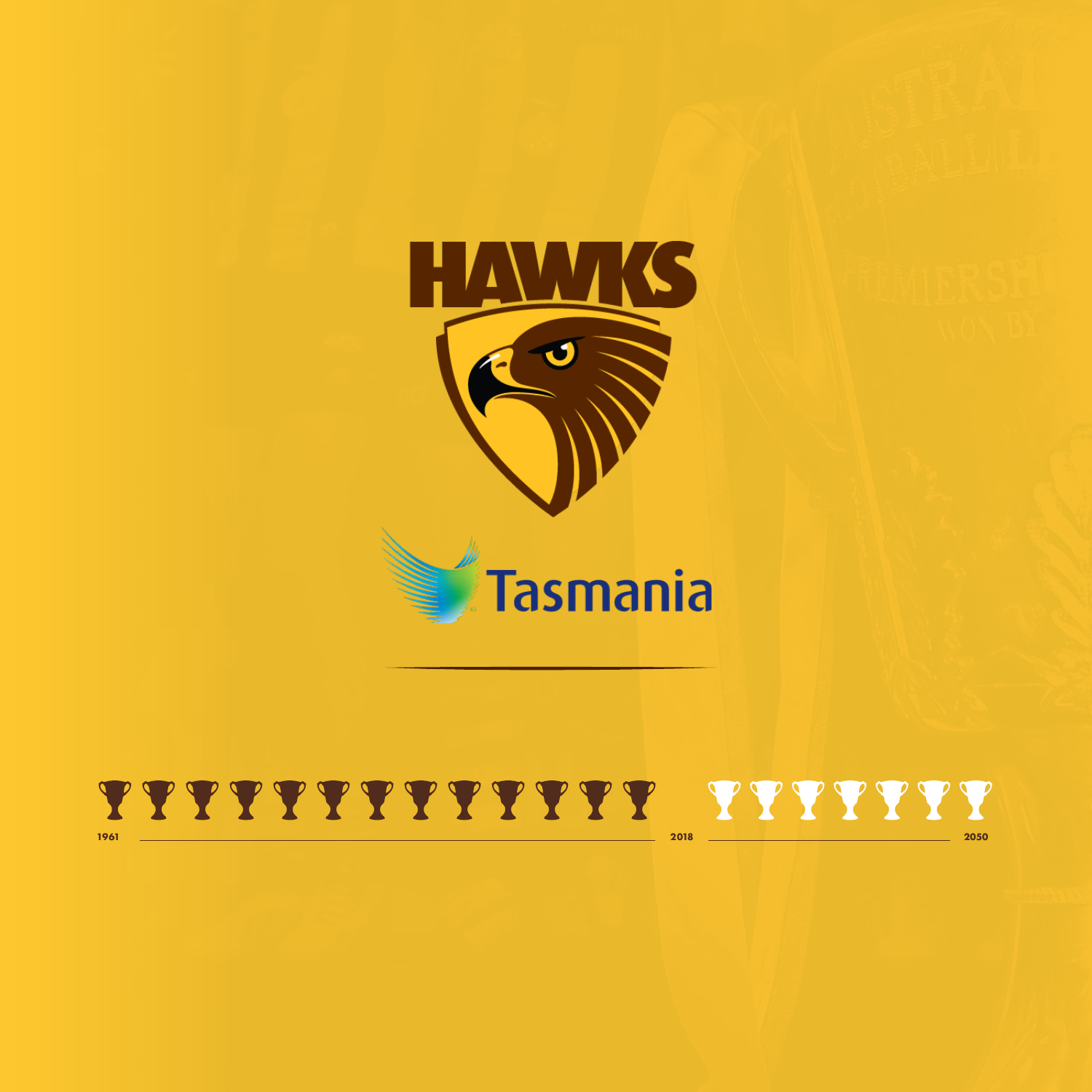HAWKS

Tasmania

1961

2018

2050